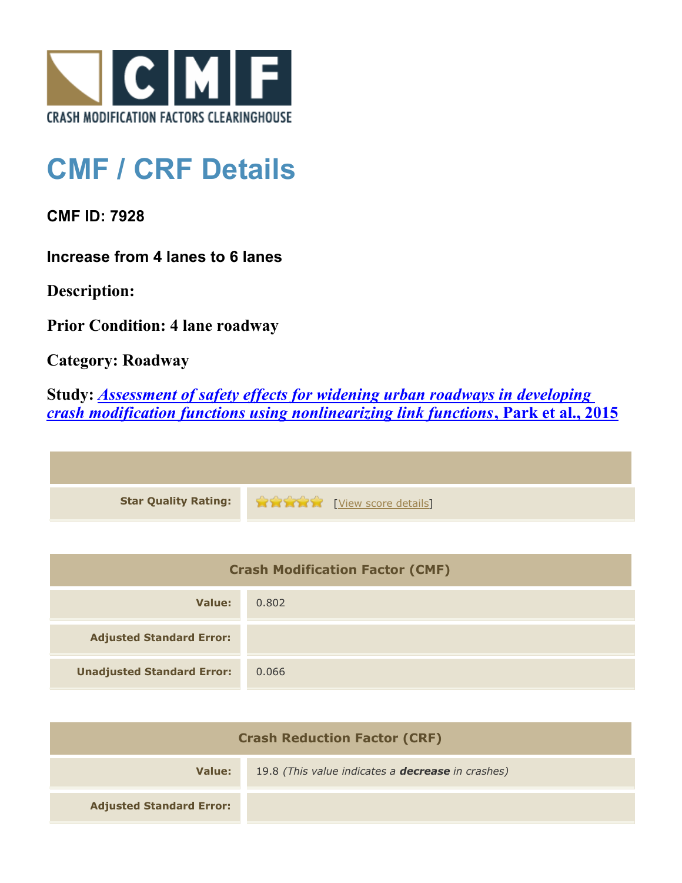# CMF / CRF Details

**CMF ID: 7928**

**Increase from 4 lanes to 6 lanes**

**Description:**

**Prior Condition: 4 lane roadway**

**Category: Roadway**

**Study: *Assessment of safety effects for widening urban roadways in developing crash modification functions using nonlinearizing link functions*, Park et al., 2015**

| | |
|---|---|
| **Star Quality Rating:** | [View score details] |

| Crash Modification Factor (CMF) | |
|---|---|
| **Value:** | 0.802 |
| **Adjusted Standard Error:** | |
| **Unadjusted Standard Error:** | 0.066 |

| Crash Reduction Factor (CRF) | |
|---|---|
| **Value:** | 19.8 *(This value indicates a **decrease** in crashes)* |
| **Adjusted Standard Error:** | |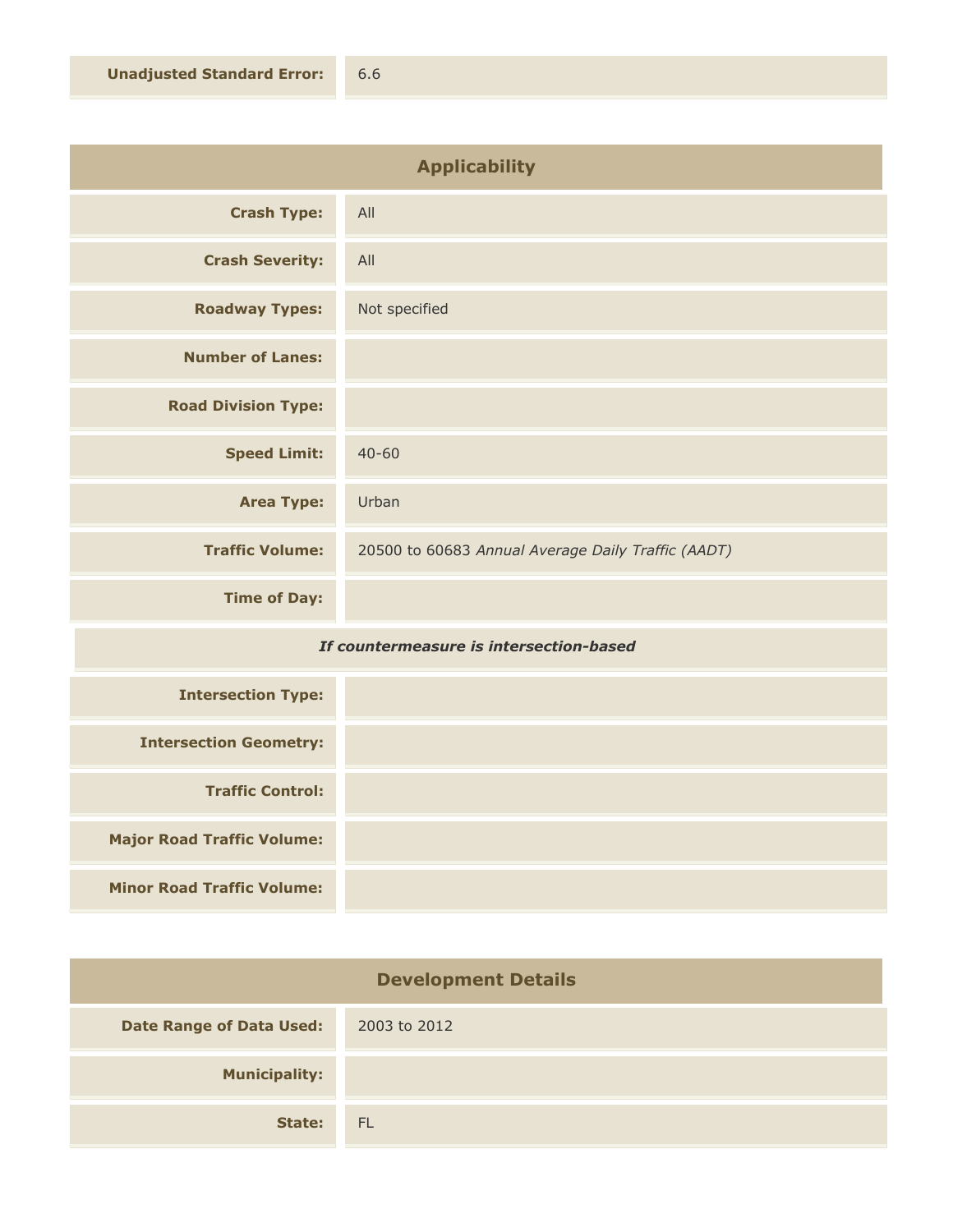| | |
|---|---|
| **Unadjusted Standard Error:** | 6.6 |

## Applicability

| | |
|---|---|
| **Crash Type:** | All |
| **Crash Severity:** | All |
| **Roadway Types:** | Not specified |
| **Number of Lanes:** | |
| **Road Division Type:** | |
| **Speed Limit:** | 40-60 |
| **Area Type:** | Urban |
| **Traffic Volume:** | 20500 to 60683 *Annual Average Daily Traffic (AADT)* |
| **Time of Day:** | |
| ***If countermeasure is intersection-based*** | |
| **Intersection Type:** | |
| **Intersection Geometry:** | |
| **Traffic Control:** | |
| **Major Road Traffic Volume:** | |
| **Minor Road Traffic Volume:** | |

## Development Details

| | |
|---|---|
| **Date Range of Data Used:** | 2003 to 2012 |
| **Municipality:** | |
| **State:** | FL |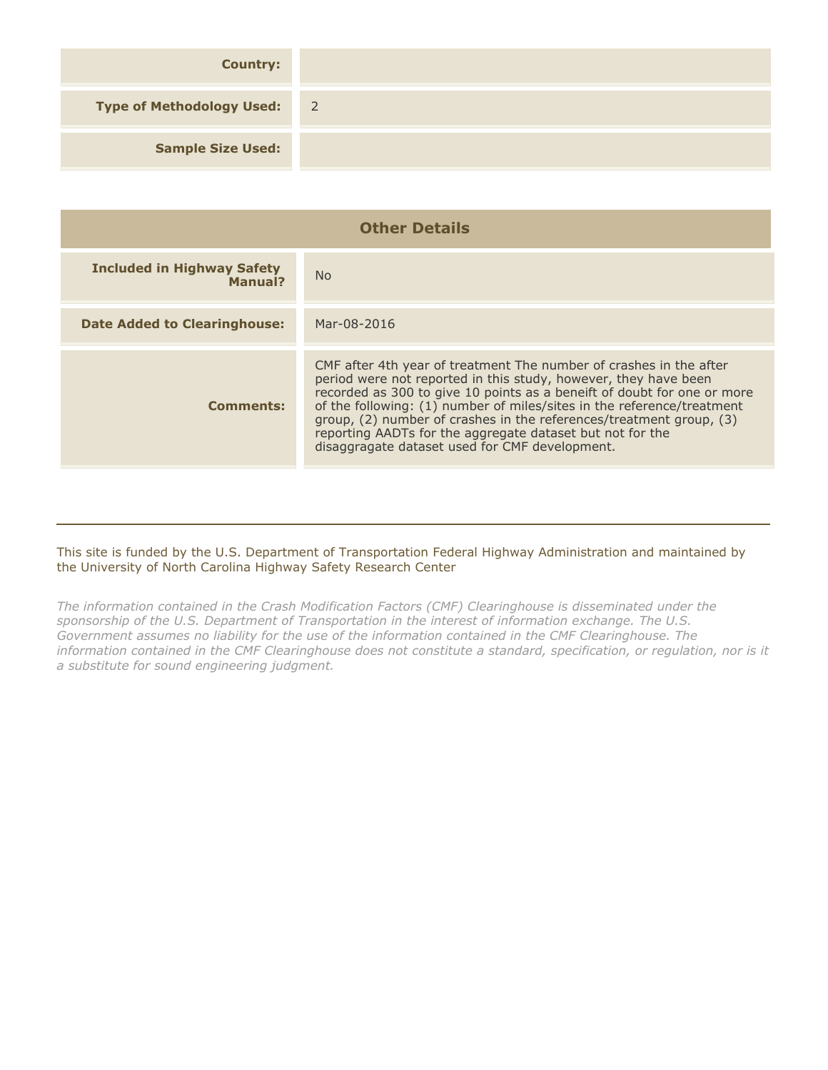| | |
|---|---|
| **Country:** | |
| **Type of Methodology Used:** | 2 |
| **Sample Size Used:** | |

## Other Details

| | |
|---|---|
| **Included in Highway Safety Manual?** | No |
| **Date Added to Clearinghouse:** | Mar-08-2016 |
| **Comments:** | CMF after 4th year of treatment The number of crashes in the after period were not reported in this study, however, they have been recorded as 300 to give 10 points as a beneift of doubt for one or more of the following: (1) number of miles/sites in the reference/treatment group, (2) number of crashes in the references/treatment group, (3) reporting AADTs for the aggregate dataset but not for the disaggragate dataset used for CMF development. |

---

This site is funded by the U.S. Department of Transportation Federal Highway Administration and maintained by the University of North Carolina Highway Safety Research Center

*The information contained in the Crash Modification Factors (CMF) Clearinghouse is disseminated under the sponsorship of the U.S. Department of Transportation in the interest of information exchange. The U.S. Government assumes no liability for the use of the information contained in the CMF Clearinghouse. The information contained in the CMF Clearinghouse does not constitute a standard, specification, or regulation, nor is it a substitute for sound engineering judgment.*